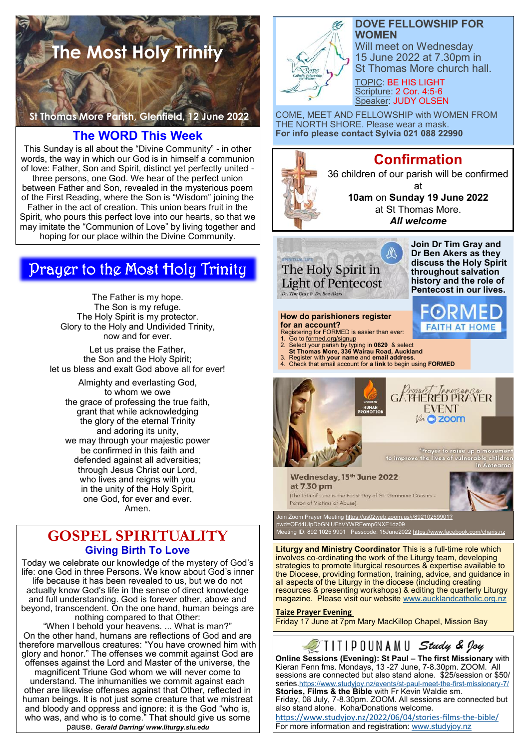# The Most Holy Trinity

St Thomas More Parish, Glenfield, 12 June 2022

## The WORD This Week

This Sunday is all about the "Divine Community" - in other words, the way in which our God is in himself a communion of love: Father, Son and Spirit, distinct yet perfectly united - three persons, one God. We hear of the perfect union between Father and Son, revealed in the mysterious poem of the First Reading, where the Son is "Wisdom" joining the Father in the act of creation. This union bears fruit in the Spirit, who pours this perfect love into our hearts, so that we may imitate the "Communion of Love" by living together and hoping for our place within the Divine Community.

## Prayer to the Most Holy Trinity

The Father is my hope.
The Son is my refuge.
The Holy Spirit is my protector.
Glory to the Holy and Undivided Trinity,
now and for ever.

Let us praise the Father,
the Son and the Holy Spirit;
let us bless and exalt God above all for ever!

Almighty and everlasting God,
to whom we owe
the grace of professing the true faith,
grant that while acknowledging
the glory of the eternal Trinity
and adoring its unity,
we may through your majestic power
be confirmed in this faith and
defended against all adversities;
through Jesus Christ our Lord,
who lives and reigns with you
in the unity of the Holy Spirit,
one God, for ever and ever.
Amen.

## GOSPEL SPIRITUALITY

### Giving Birth To Love

Today we celebrate our knowledge of the mystery of God's life: one God in three Persons. We know about God's inner life because it has been revealed to us, but we do not actually know God's life in the sense of direct knowledge and full understanding. God is forever other, above and beyond, transcendent. On the one hand, human beings are nothing compared to that Other:
"When I behold your heavens. ... What is man?"
On the other hand, humans are reflections of God and are therefore marvellous creatures: "You have crowned him with glory and honor." The offenses we commit against God are offenses against the Lord and Master of the universe, the magnificent Triune God whom we will never come to understand. The inhumanities we commit against each other are likewise offenses against that Other, reflected in human beings. It is not just some creature that we mistreat and bloody and oppress and ignore: it is the God "who is, who was, and who is to come." That should give us some pause. ***Gerald Darring/ www.liturgy.slu.edu***

## DOVE FELLOWSHIP FOR WOMEN

Will meet on Wednesday 15 June 2022 at 7.30pm in St Thomas More church hall.

TOPIC: BE HIS LIGHT
Scripture: 2 Cor. 4:5-6
Speaker: JUDY OLSEN

COME, MEET AND FELLOWSHIP with WOMEN FROM THE NORTH SHORE. Please wear a mask.
**For info please contact Sylvia 021 088 22990**

## Confirmation

36 children of our parish will be confirmed at
**10am** on **Sunday 19 June 2022**
at St Thomas More.
***All welcome***

## The Holy Spirit in Light of Pentecost

Dr. Tim Gray & Dr. Ben Akers

**Join Dr Tim Gray and Dr Ben Akers as they discuss the Holy Spirit throughout salvation history and the role of Pentecost in our lives.**

FORMED — FAITH AT HOME

**How do parishioners register for an account?**
Registering for FORMED is easier than ever:

1. Go to formed.org/signup
2. Select your parish by typing in **0629** & select **St Thomas More, 336 Wairau Road, Auckland**
3. Register with **your name** and **email address**.
4. Check that email account for **a link** to begin using **FORMED**

## Project Innocence GATHERED PRAYER EVENT via zoom

Charismatic Human Promotion

'Prayer to raise up a movement to improve the lives of vulnerable children in Aotearoa'

**Wednesday, 15th June 2022 at 7.30 pm**
(The 15th of June is the Feast Day of St. Germaine Cousins - Patron of Victims of Abuse)

Join Zoom Prayer Meeting https://us02web.zoom.us/j/89210259901?pwd=OFd4UlpDbGNlUFhVYWREemp6NXE1dz09
Meeting ID: 892 1025 9901 Passcode: 15June2022 https://www.facebook.com/charis.nz

**Liturgy and Ministry Coordinator** This is a full-time role which involves co-ordinating the work of the Liturgy team, developing strategies to promote liturgical resources & expertise available to the Diocese, providing formation, training, advice, and guidance in all aspects of the Liturgy in the diocese (including creating resources & presenting workshops) & editing the quarterly Liturgy magazine. Please visit our website www.aucklandcatholic.org.nz

**Taize Prayer Evening**
Friday 17 June at 7pm Mary MacKillop Chapel, Mission Bay

## TITIPOUNAMU Study & Joy

**Online Sessions (Evening): St Paul – The first Missionary** with Kieran Fenn fms. Mondays, 13 -27 June, 7-8.30pm. ZOOM. All sessions are connected but also stand alone. $25/session or $50/ series. https://www.studyjoy.nz/events/st-paul-meet-the-first-missionary-7/
**Stories, Films & the Bible** with Fr Kevin Waldie sm.
Friday, 08 July, 7-8.30pm. ZOOM. All sessions are connected but also stand alone. Koha/Donations welcome.
https://www.studyjoy.nz/2022/06/04/stories-films-the-bible/
For more information and registration: www.studyjoy.nz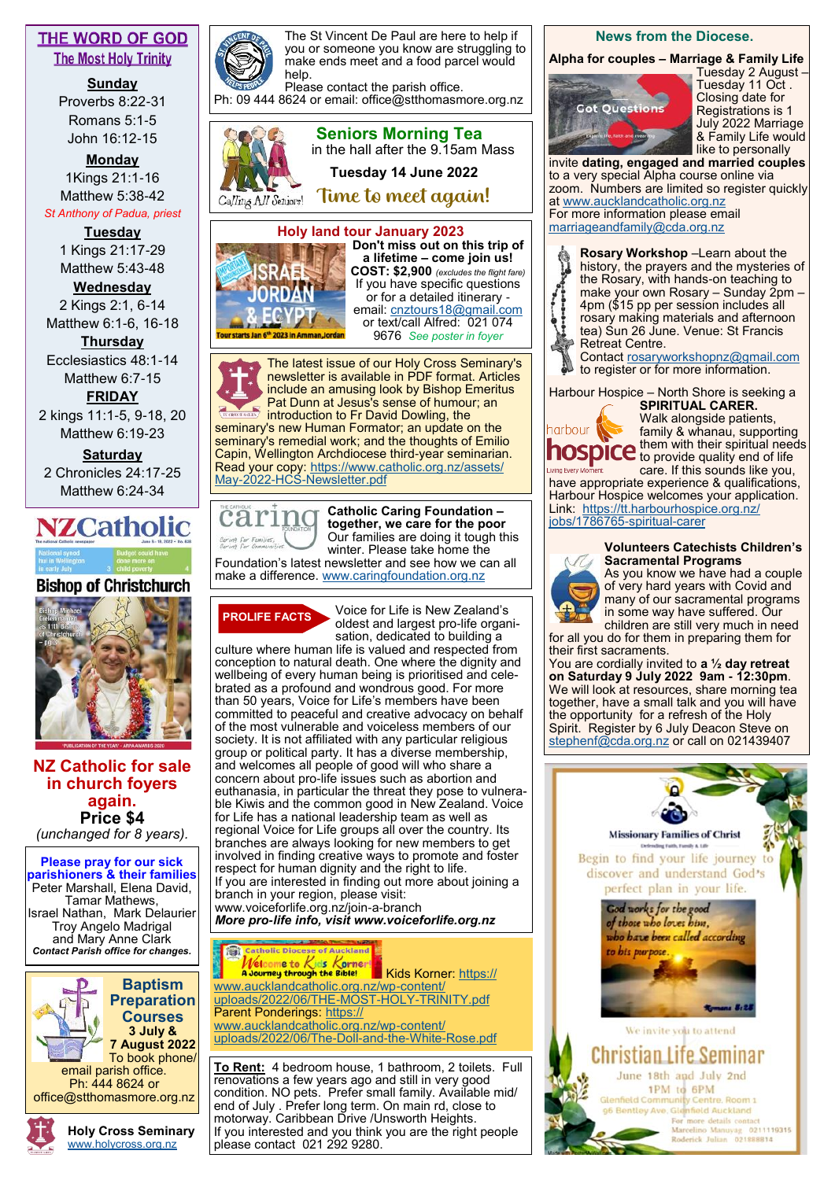# THE WORD OF GOD

## The Most Holy Trinity

**Sunday**
Proverbs 8:22-31
Romans 5:1-5
John 16:12-15

**Monday**
1Kings 21:1-16
Matthew 5:38-42
*St Anthony of Padua, priest*

**Tuesday**
1 Kings 21:17-29
Matthew 5:43-48

**Wednesday**
2 Kings 2:1, 6-14
Matthew 6:1-6, 16-18

**Thursday**
Ecclesiastics 48:1-14
Matthew 6:7-15

**FRIDAY**
2 kings 11:1-5, 9-18, 20
Matthew 6:19-23

**Saturday**
2 Chronicles 24:17-25
Matthew 6:24-34

NZCatholic

Bishop of Christchurch

## NZ Catholic for sale in church foyers again.

**Price $4**
*(unchanged for 8 years).*

**Please pray for our sick parishioners & their families**
Peter Marshall, Elena David, Tamar Mathews, Israel Nathan, Mark Delaurier Troy Angelo Madrigal and Mary Anne Clark
*Contact Parish office for changes.*

## Baptism Preparation Courses

**3 July & 7 August 2022**
To book phone/ email parish office.
Ph: 444 8624 or office@stthomasmore.org.nz

**Holy Cross Seminary**
www.holycross.org.nz

---

The St Vincent De Paul are here to help if you or someone you know are struggling to make ends meet and a food parcel would help.
Please contact the parish office.
Ph: 09 444 8624 or email: office@stthomasmore.org.nz

## Seniors Morning Tea

in the hall after the 9.15am Mass
**Tuesday 14 June 2022**
Time to meet again!
Calling All Seniors!

## Holy land tour January 2023

**Don't miss out on this trip of a lifetime – come join us!**
**COST: $2,900** *(excludes the flight fare)*
If you have specific questions or for a detailed itinerary - email: cnztours18@gmail.com or text/call Alfred: 021 074 9676 *See poster in foyer*

The latest issue of our Holy Cross Seminary's newsletter is available in PDF format. Articles include an amusing look by Bishop Emeritus Pat Dunn at Jesus's sense of humour; an introduction to Fr David Dowling, the seminary's new Human Formator; an update on the seminary's remedial work; and the thoughts of Emilio Capin, Wellington Archdiocese third-year seminarian. Read your copy: https://www.catholic.org.nz/assets/May-2022-HCS-Newsletter.pdf

**Catholic Caring Foundation – together, we care for the poor**
Our families are doing it tough this winter. Please take home the Foundation's latest newsletter and see how we can all make a difference. www.caringfoundation.org.nz

**PROLIFE FACTS**

Voice for Life is New Zealand's oldest and largest pro-life organisation, dedicated to building a culture where human life is valued and respected from conception to natural death. One where the dignity and wellbeing of every human being is prioritised and celebrated as a profound and wondrous good. For more than 50 years, Voice for Life's members have been committed to peaceful and creative advocacy on behalf of the most vulnerable and voiceless members of our society. It is not affiliated with any particular religious group or political party. It has a diverse membership, and welcomes all people of good will who share a concern about pro-life issues such as abortion and euthanasia, in particular the threat they pose to vulnerable Kiwis and the common good in New Zealand. Voice for Life has a national leadership team as well as regional Voice for Life groups all over the country. Its branches are always looking for new members to get involved in finding creative ways to promote and foster respect for human dignity and the right to life.
If you are interested in finding out more about joining a branch in your region, please visit:
www.voiceforlife.org.nz/join-a-branch
***More pro-life info, visit www.voiceforlife.org.nz***

Catholic Diocese of Auckland — Welcome to Kids Korner — A Journey through the Bible!
Kids Korner: https://www.aucklandcatholic.org.nz/wp-content/uploads/2022/06/THE-MOST-HOLY-TRINITY.pdf
Parent Ponderings: https://www.aucklandcatholic.org.nz/wp-content/uploads/2022/06/The-Doll-and-the-White-Rose.pdf

**To Rent:** 4 bedroom house, 1 bathroom, 2 toilets. Full renovations a few years ago and still in very good condition. NO pets. Prefer small family. Available mid/end of July . Prefer long term. On main rd, close to motorway. Caribbean Drive /Unsworth Heights.
If you interested and you think you are the right people please contact 021 292 9280.

---

## News from the Diocese.

**Alpha for couples – Marriage & Family Life**
Tuesday 2 August – Tuesday 11 Oct . Closing date for Registrations is 1 July 2022 Marriage & Family Life would like to personally invite **dating, engaged and married couples** to a very special Alpha course online via zoom. Numbers are limited so register quickly at www.aucklandcatholic.org.nz
For more information please email marriageandfamily@cda.org.nz

**Rosary Workshop** –Learn about the history, the prayers and the mysteries of the Rosary, with hands-on teaching to make your own Rosary – Sunday 2pm – 4pm ($15 pp per session includes all rosary making materials and afternoon tea) Sun 26 June. Venue: St Francis Retreat Centre.
Contact rosaryworkshopnz@gmail.com to register or for more information.

Harbour Hospice – North Shore is seeking a **SPIRITUAL CARER.** Walk alongside patients, family & whanau, supporting them with their spiritual needs to provide quality end of life care. If this sounds like you, have appropriate experience & qualifications, Harbour Hospice welcomes your application. Link: https://tt.harbourhospice.org.nz/jobs/1786765-spiritual-carer

**Volunteers Catechists Children's Sacramental Programs**
As you know we have had a couple of very hard years with Covid and many of our sacramental programs in some way have suffered. Our children are still very much in need for all you do for them in preparing them for their first sacraments.
You are cordially invited to **a ½ day retreat on Saturday 9 July 2022 9am - 12:30pm**.
We will look at resources, share morning tea together, have a small talk and you will have the opportunity for a refresh of the Holy Spirit. Register by 6 July Deacon Steve on stephenf@cda.org.nz or call on 021439407

Missionary Families of Christ
Begin to find your life journey to discover and understand God's perfect plan in your life.
*God works for the good of those who loves him, who have been called according to his purpose.* Romans 8:28
We invite you to attend
**Christian Life Seminar**
June 18th and July 2nd
1PM to 6PM
Glenfield Community Centre, Room 1
96 Bentley Ave, Glenfield Auckland
For more details contact
Marcelino Manuyag 0211119315
Roderick Julian 021888814